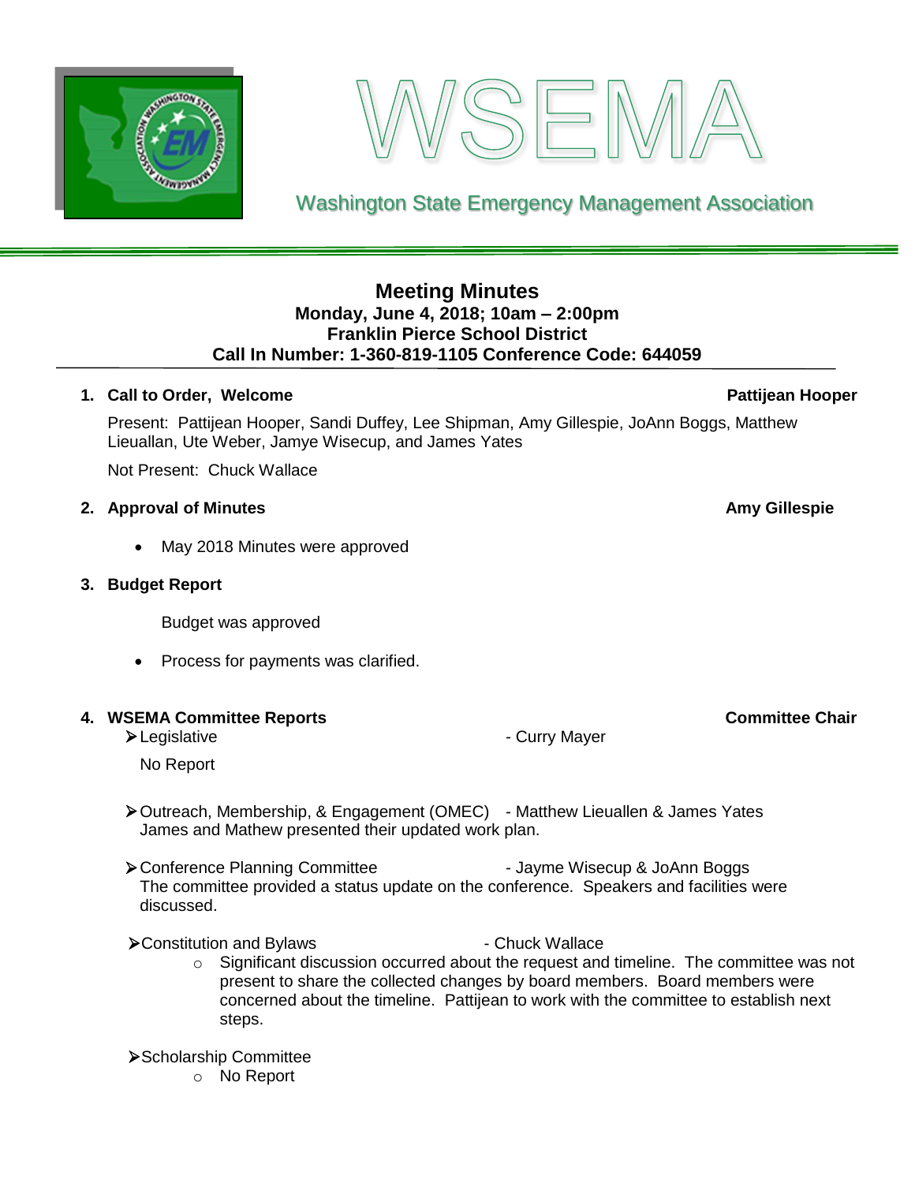# WSEMA

Washington State Emergency Management Association

## Meeting Minutes

**Monday, June 4, 2018; 10am – 2:00pm**
**Franklin Pierce School District**
**Call In Number: 1-360-819-1105 Conference Code: 644059**

1. **Call to Order, Welcome** — **Pattijean Hooper**

   Present: Pattijean Hooper, Sandi Duffey, Lee Shipman, Amy Gillespie, JoAnn Boggs, Matthew Lieuallan, Ute Weber, Jamye Wisecup, and James Yates

   Not Present: Chuck Wallace

2. **Approval of Minutes** — **Amy Gillespie**

   - May 2018 Minutes were approved

3. **Budget Report**

   Budget was approved

   - Process for payments was clarified.

4. **WSEMA Committee Reports** — **Committee Chair**

   - Legislative - Curry Mayer

     No Report

   - Outreach, Membership, & Engagement (OMEC) - Matthew Lieuallen & James Yates
     James and Mathew presented their updated work plan.

   - Conference Planning Committee - Jayme Wisecup & JoAnn Boggs
     The committee provided a status update on the conference. Speakers and facilities were discussed.

   - Constitution and Bylaws - Chuck Wallace
     - Significant discussion occurred about the request and timeline. The committee was not present to share the collected changes by board members. Board members were concerned about the timeline. Pattijean to work with the committee to establish next steps.

   - Scholarship Committee
     - No Report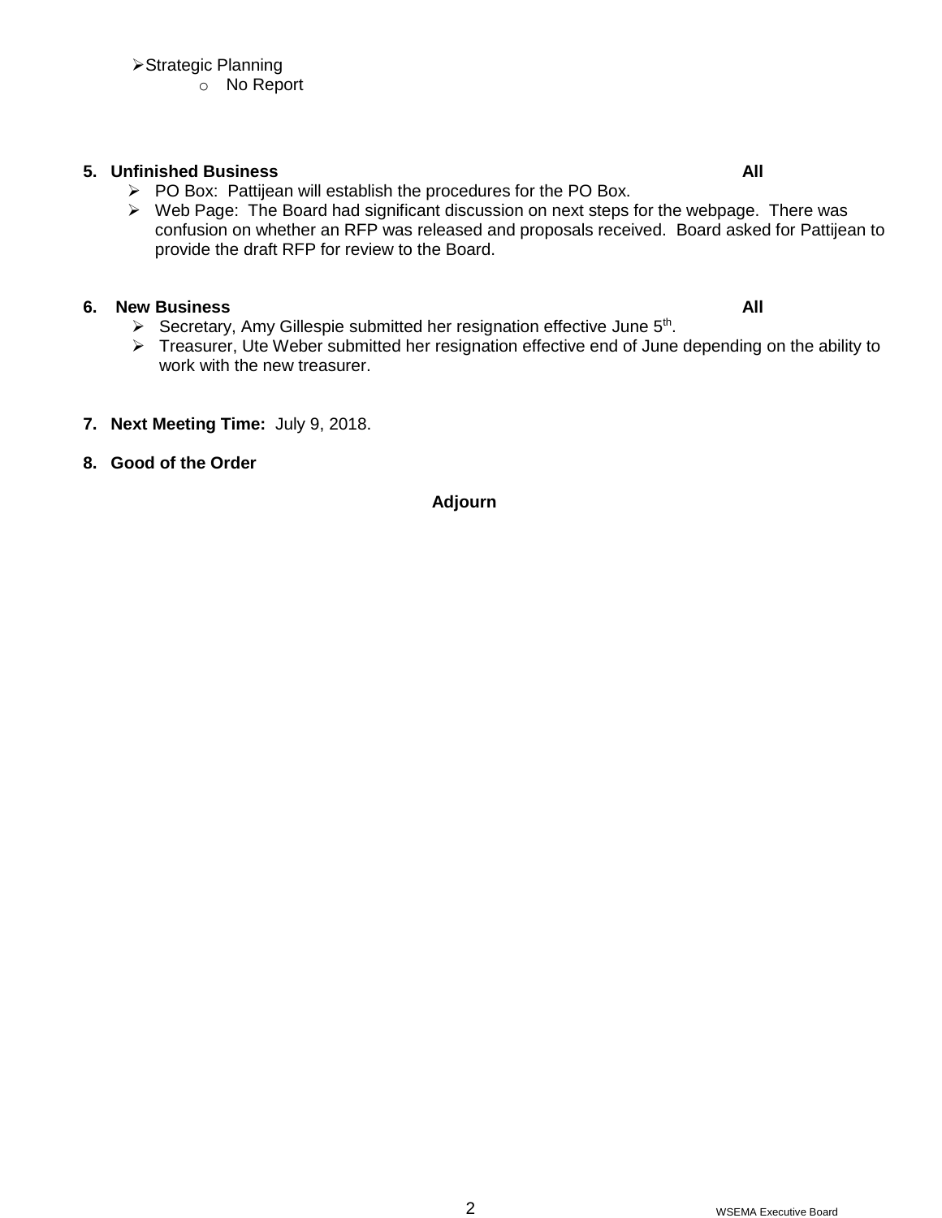- Strategic Planning
  - No Report

**5. Unfinished Business** **All**

- PO Box: Pattijean will establish the procedures for the PO Box.
- Web Page: The Board had significant discussion on next steps for the webpage. There was confusion on whether an RFP was released and proposals received. Board asked for Pattijean to provide the draft RFP for review to the Board.

**6. New Business** **All**

- Secretary, Amy Gillespie submitted her resignation effective June 5th.
- Treasurer, Ute Weber submitted her resignation effective end of June depending on the ability to work with the new treasurer.

**7. Next Meeting Time:** July 9, 2018.

**8. Good of the Order**

**Adjourn**